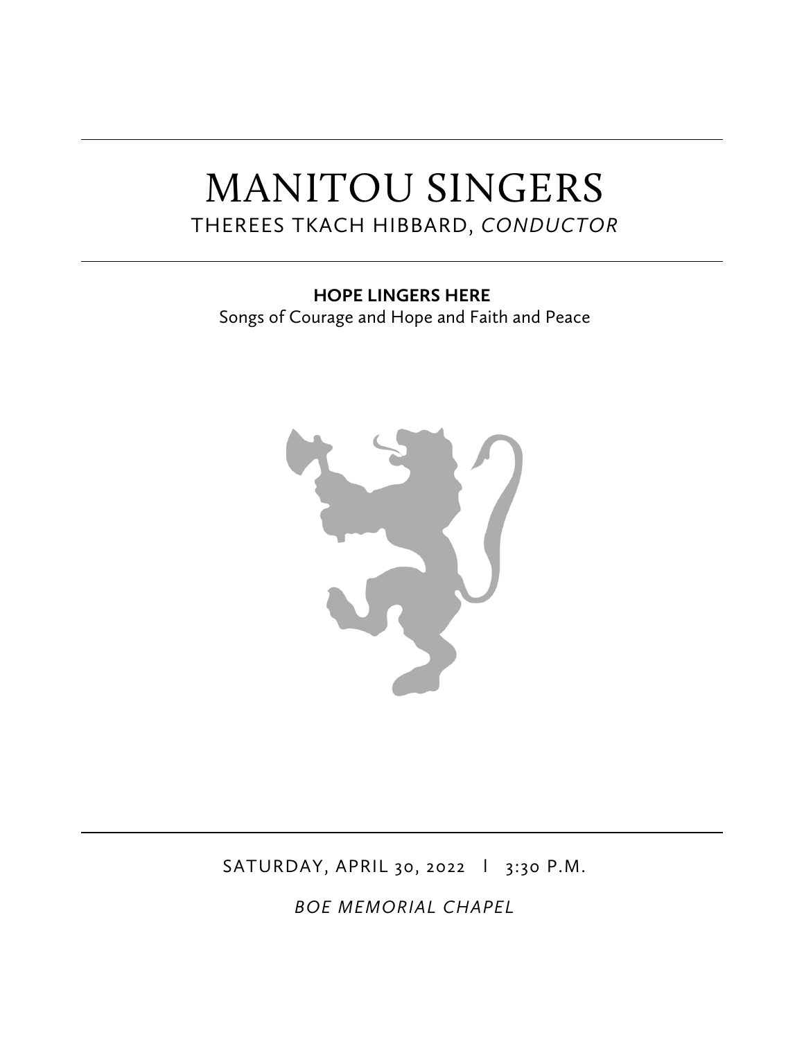# MANITOU SINGERS

## THEREES TKACH HIBBARD, *CONDUCTOR*

**HOPE LINGERS HERE**

Songs of Courage and Hope and Faith and Peace

SATURDAY, APRIL 30, 2022 | 3:30 P.M.

*BOE MEMORIAL CHAPEL*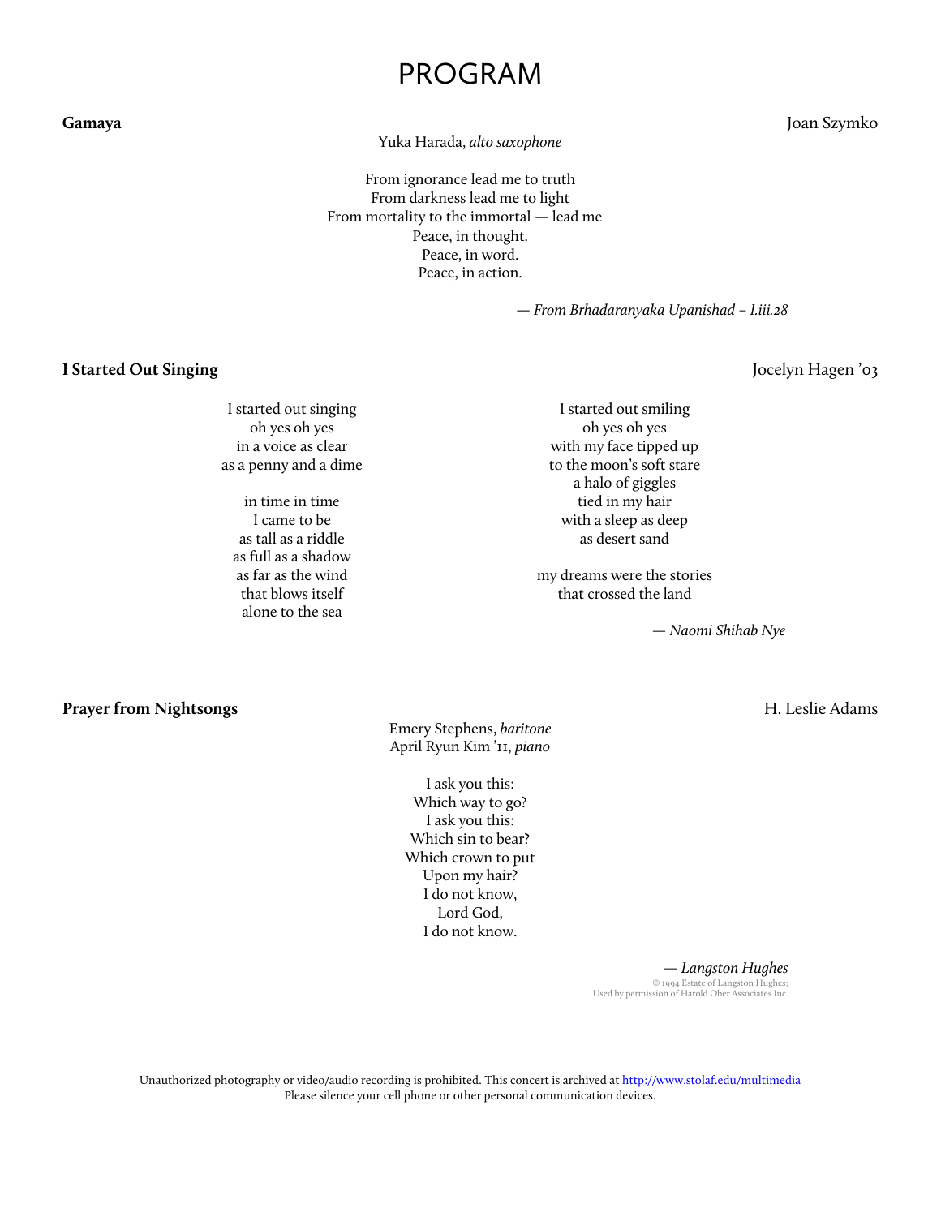# PROGRAM

**Gamaya** Joan Szymko

Yuka Harada, *alto saxophone*

From ignorance lead me to truth
From darkness lead me to light
From mortality to the immortal — lead me
Peace, in thought.
Peace, in word.
Peace, in action.

*— From Brhadaranyaka Upanishad – I.iii.28*

**I Started Out Singing** Jocelyn Hagen '03

I started out singing
oh yes oh yes
in a voice as clear
as a penny and a dime

in time in time
I came to be
as tall as a riddle
as full as a shadow
as far as the wind
that blows itself
alone to the sea

I started out smiling
oh yes oh yes
with my face tipped up
to the moon's soft stare
a halo of giggles
tied in my hair
with a sleep as deep
as desert sand

my dreams were the stories
that crossed the land

*— Naomi Shihab Nye*

**Prayer from Nightsongs** H. Leslie Adams

Emery Stephens, *baritone*
April Ryun Kim '11, *piano*

I ask you this:
Which way to go?
I ask you this:
Which sin to bear?
Which crown to put
Upon my hair?
I do not know,
Lord God,
I do not know.

*— Langston Hughes*
© 1994 Estate of Langston Hughes;
Used by permission of Harold Ober Associates Inc.

Unauthorized photography or video/audio recording is prohibited. This concert is archived at http://www.stolaf.edu/multimedia
Please silence your cell phone or other personal communication devices.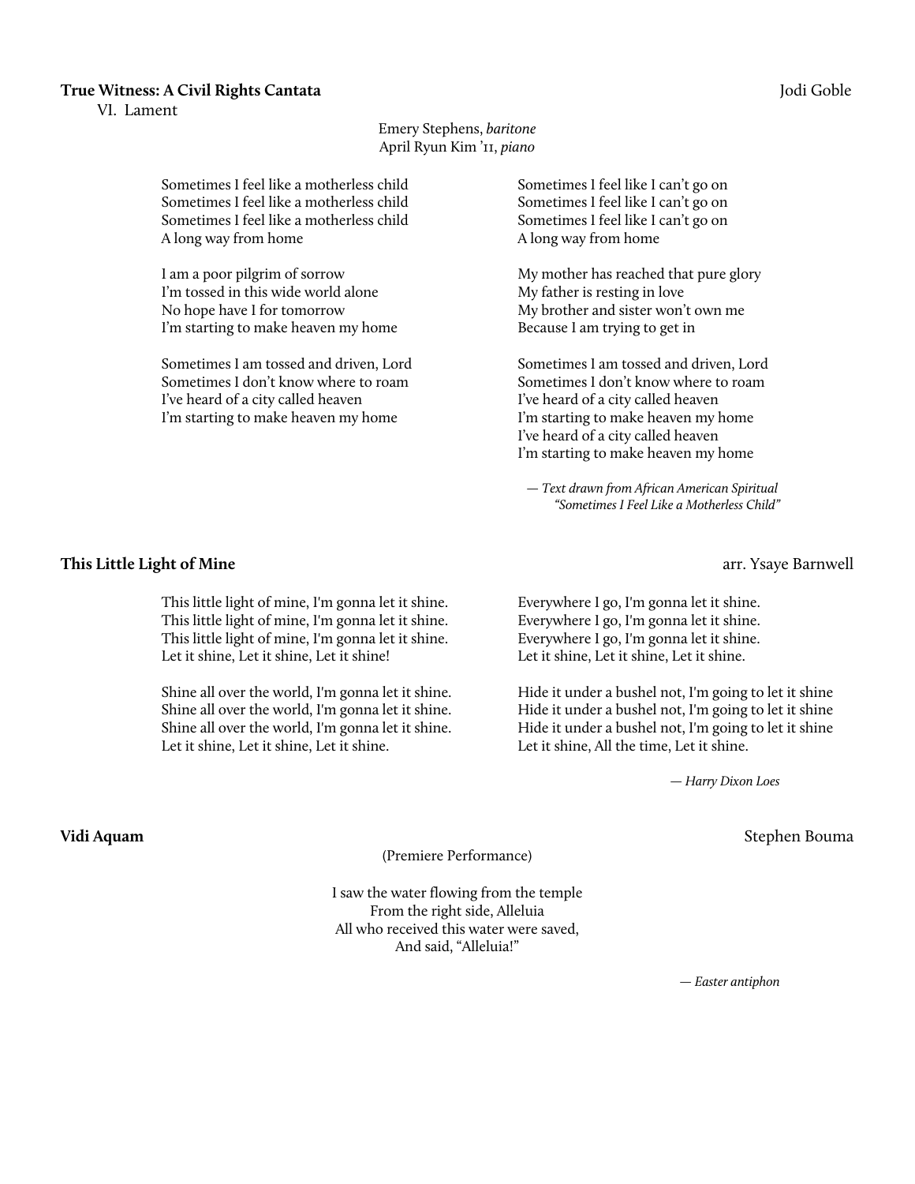**True Witness: A Civil Rights Cantata** Jodi Goble

VI. Lament

Emery Stephens, *baritone*
April Ryun Kim '11, *piano*

Sometimes I feel like a motherless child
Sometimes I feel like a motherless child
Sometimes I feel like a motherless child
A long way from home

I am a poor pilgrim of sorrow
I'm tossed in this wide world alone
No hope have I for tomorrow
I'm starting to make heaven my home

Sometimes I am tossed and driven, Lord
Sometimes I don't know where to roam
I've heard of a city called heaven
I'm starting to make heaven my home

Sometimes I feel like I can't go on
Sometimes I feel like I can't go on
Sometimes I feel like I can't go on
A long way from home

My mother has reached that pure glory
My father is resting in love
My brother and sister won't own me
Because I am trying to get in

Sometimes I am tossed and driven, Lord
Sometimes I don't know where to roam
I've heard of a city called heaven
I'm starting to make heaven my home
I've heard of a city called heaven
I'm starting to make heaven my home

— *Text drawn from African American Spiritual "Sometimes I Feel Like a Motherless Child"*

**This Little Light of Mine** arr. Ysaye Barnwell

This little light of mine, I'm gonna let it shine.
This little light of mine, I'm gonna let it shine.
This little light of mine, I'm gonna let it shine.
Let it shine, Let it shine, Let it shine!

Shine all over the world, I'm gonna let it shine.
Shine all over the world, I'm gonna let it shine.
Shine all over the world, I'm gonna let it shine.
Let it shine, Let it shine, Let it shine.

Everywhere I go, I'm gonna let it shine.
Everywhere I go, I'm gonna let it shine.
Everywhere I go, I'm gonna let it shine.
Let it shine, Let it shine, Let it shine.

Hide it under a bushel not, I'm going to let it shine
Hide it under a bushel not, I'm going to let it shine
Hide it under a bushel not, I'm going to let it shine
Let it shine, All the time, Let it shine.

— *Harry Dixon Loes*

**Vidi Aquam** Stephen Bouma

(Premiere Performance)

I saw the water flowing from the temple
From the right side, Alleluia
All who received this water were saved,
And said, "Alleluia!"

— *Easter antiphon*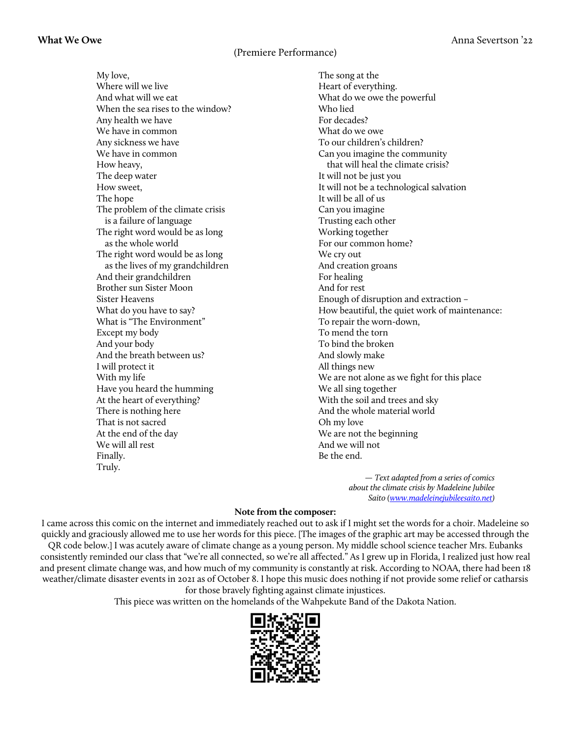**What We Owe** Anna Severtson '22

(Premiere Performance)

My love,
Where will we live
And what will we eat
When the sea rises to the window?
Any health we have
We have in common
Any sickness we have
We have in common
How heavy,
The deep water
How sweet,
The hope
The problem of the climate crisis
  is a failure of language
The right word would be as long
  as the whole world
The right word would be as long
  as the lives of my grandchildren
And their grandchildren
Brother sun Sister Moon
Sister Heavens
What do you have to say?
What is "The Environment"
Except my body
And your body
And the breath between us?
I will protect it
With my life
Have you heard the humming
At the heart of everything?
There is nothing here
That is not sacred
At the end of the day
We will all rest
Finally.
Truly.

The song at the
Heart of everything.
What do we owe the powerful
Who lied
For decades?
What do we owe
To our children's children?
Can you imagine the community
  that will heal the climate crisis?
It will not be just you
It will not be a technological salvation
It will be all of us
Can you imagine
Trusting each other
Working together
For our common home?
We cry out
And creation groans
For healing
And for rest
Enough of disruption and extraction –
How beautiful, the quiet work of maintenance:
To repair the worn-down,
To mend the torn
To bind the broken
And slowly make
All things new
We are not alone as we fight for this place
We all sing together
With the soil and trees and sky
And the whole material world
Oh my love
We are not the beginning
And we will not
Be the end.

*— Text adapted from a series of comics about the climate crisis by Madeleine Jubilee Saito (www.madeleinejubileesaito.net)*

**Note from the composer:**

I came across this comic on the internet and immediately reached out to ask if I might set the words for a choir. Madeleine so quickly and graciously allowed me to use her words for this piece. [The images of the graphic art may be accessed through the QR code below.] I was acutely aware of climate change as a young person. My middle school science teacher Mrs. Eubanks consistently reminded our class that "we're all connected, so we're all affected." As I grew up in Florida, I realized just how real and present climate change was, and how much of my community is constantly at risk. According to NOAA, there had been 18 weather/climate disaster events in 2021 as of October 8. I hope this music does nothing if not provide some relief or catharsis for those bravely fighting against climate injustices.

This piece was written on the homelands of the Wahpekute Band of the Dakota Nation.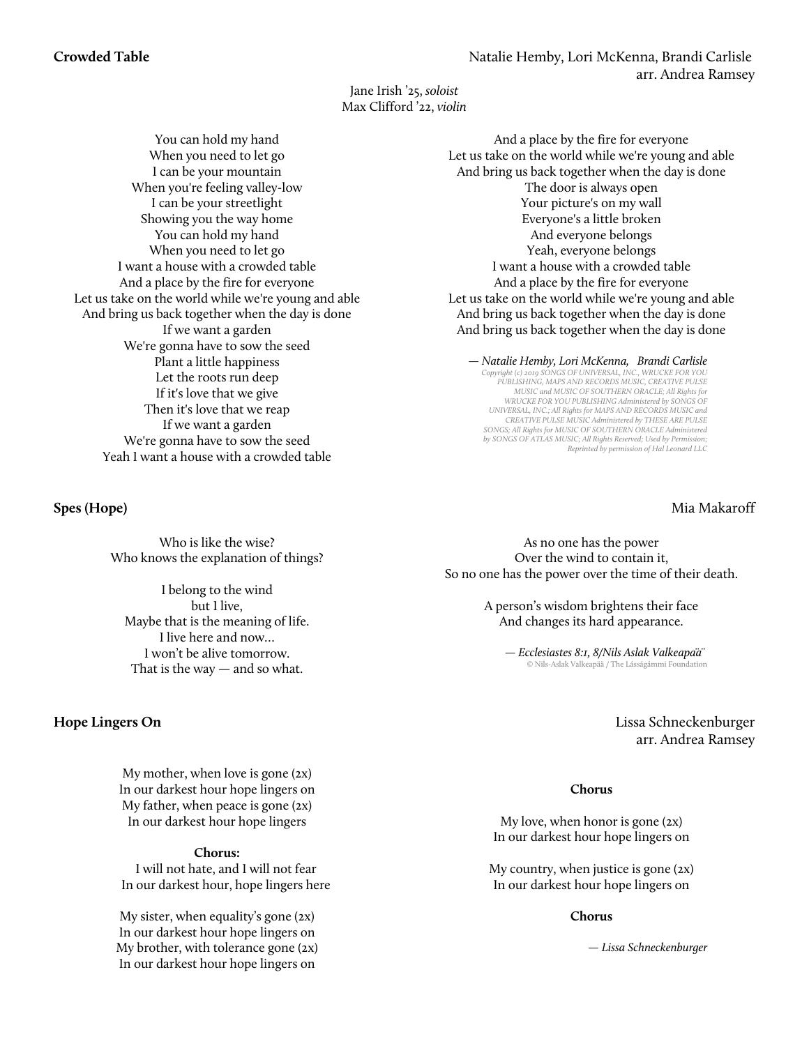**Crowded Table**

Natalie Hemby, Lori McKenna, Brandi Carlisle
arr. Andrea Ramsey

Jane Irish '25, *soloist*
Max Clifford '22, *violin*

You can hold my hand
When you need to let go
I can be your mountain
When you're feeling valley-low
I can be your streetlight
Showing you the way home
You can hold my hand
When you need to let go
I want a house with a crowded table
And a place by the fire for everyone
Let us take on the world while we're young and able
And bring us back together when the day is done
If we want a garden
We're gonna have to sow the seed
Plant a little happiness
Let the roots run deep
If it's love that we give
Then it's love that we reap
If we want a garden
We're gonna have to sow the seed
Yeah I want a house with a crowded table
And a place by the fire for everyone
Let us take on the world while we're young and able
And bring us back together when the day is done
The door is always open
Your picture's on my wall
Everyone's a little broken
And everyone belongs
Yeah, everyone belongs
I want a house with a crowded table
And a place by the fire for everyone
Let us take on the world while we're young and able
And bring us back together when the day is done
And bring us back together when the day is done

*— Natalie Hemby, Lori McKenna, Brandi Carlisle*
*Copyright (c) 2019 SONGS OF UNIVERSAL, INC., WRUCKE FOR YOU PUBLISHING, MAPS AND RECORDS MUSIC, CREATIVE PULSE MUSIC and MUSIC OF SOUTHERN ORACLE; All Rights for WRUCKE FOR YOU PUBLISHING Administered by SONGS OF UNIVERSAL, INC.; All Rights for MAPS AND RECORDS MUSIC and CREATIVE PULSE MUSIC Administered by THESE ARE PULSE SONGS; All Rights for MUSIC OF SOUTHERN ORACLE Administered by SONGS OF ATLAS MUSIC; All Rights Reserved; Used by Permission; Reprinted by permission of Hal Leonard LLC*

**Spes (Hope)**

Mia Makaroff

Who is like the wise?
Who knows the explanation of things?

I belong to the wind
but I live,
Maybe that is the meaning of life.
I live here and now…
I won't be alive tomorrow.
That is the way — and so what.

As no one has the power
Over the wind to contain it,
So no one has the power over the time of their death.

A person's wisdom brightens their face
And changes its hard appearance.

*— Ecclesiastes 8:1, 8/Nils Aslak Valkeapää*
© Nils-Aslak Valkeapää / The Lásságámmi Foundation

**Hope Lingers On**

Lissa Schneckenburger
arr. Andrea Ramsey

My mother, when love is gone (2x)
In our darkest hour hope lingers on
My father, when peace is gone (2x)
In our darkest hour hope lingers

**Chorus:**
I will not hate, and I will not fear
In our darkest hour, hope lingers here

My sister, when equality's gone (2x)
In our darkest hour hope lingers on
My brother, with tolerance gone (2x)
In our darkest hour hope lingers on

**Chorus**

My love, when honor is gone (2x)
In our darkest hour hope lingers on

My country, when justice is gone (2x)
In our darkest hour hope lingers on

**Chorus**

*— Lissa Schneckenburger*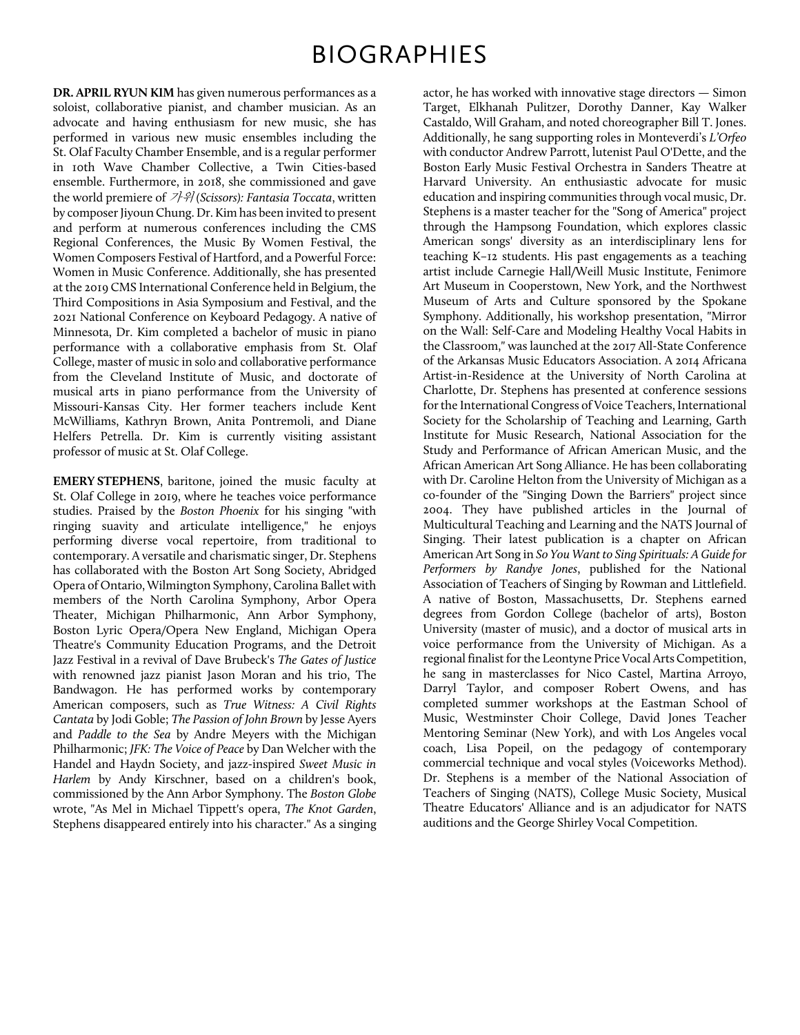# BIOGRAPHIES

**DR. APRIL RYUN KIM** has given numerous performances as a soloist, collaborative pianist, and chamber musician. As an advocate and having enthusiasm for new music, she has performed in various new music ensembles including the St. Olaf Faculty Chamber Ensemble, and is a regular performer in 10th Wave Chamber Collective, a Twin Cities-based ensemble. Furthermore, in 2018, she commissioned and gave the world premiere of *가위 (Scissors): Fantasia Toccata*, written by composer Jiyoun Chung. Dr. Kim has been invited to present and perform at numerous conferences including the CMS Regional Conferences, the Music By Women Festival, the Women Composers Festival of Hartford, and a Powerful Force: Women in Music Conference. Additionally, she has presented at the 2019 CMS International Conference held in Belgium, the Third Compositions in Asia Symposium and Festival, and the 2021 National Conference on Keyboard Pedagogy. A native of Minnesota, Dr. Kim completed a bachelor of music in piano performance with a collaborative emphasis from St. Olaf College, master of music in solo and collaborative performance from the Cleveland Institute of Music, and doctorate of musical arts in piano performance from the University of Missouri-Kansas City. Her former teachers include Kent McWilliams, Kathryn Brown, Anita Pontremoli, and Diane Helfers Petrella. Dr. Kim is currently visiting assistant professor of music at St. Olaf College.

**EMERY STEPHENS**, baritone, joined the music faculty at St. Olaf College in 2019, where he teaches voice performance studies. Praised by the *Boston Phoenix* for his singing "with ringing suavity and articulate intelligence," he enjoys performing diverse vocal repertoire, from traditional to contemporary. A versatile and charismatic singer, Dr. Stephens has collaborated with the Boston Art Song Society, Abridged Opera of Ontario, Wilmington Symphony, Carolina Ballet with members of the North Carolina Symphony, Arbor Opera Theater, Michigan Philharmonic, Ann Arbor Symphony, Boston Lyric Opera/Opera New England, Michigan Opera Theatre's Community Education Programs, and the Detroit Jazz Festival in a revival of Dave Brubeck's *The Gates of Justice* with renowned jazz pianist Jason Moran and his trio, The Bandwagon. He has performed works by contemporary American composers, such as *True Witness: A Civil Rights Cantata* by Jodi Goble; *The Passion of John Brown* by Jesse Ayers and *Paddle to the Sea* by Andre Meyers with the Michigan Philharmonic; *JFK: The Voice of Peace* by Dan Welcher with the Handel and Haydn Society, and jazz-inspired *Sweet Music in Harlem* by Andy Kirschner, based on a children's book, commissioned by the Ann Arbor Symphony. The *Boston Globe* wrote, "As Mel in Michael Tippett's opera, *The Knot Garden*, Stephens disappeared entirely into his character." As a singing actor, he has worked with innovative stage directors — Simon Target, Elkhanah Pulitzer, Dorothy Danner, Kay Walker Castaldo, Will Graham, and noted choreographer Bill T. Jones. Additionally, he sang supporting roles in Monteverdi's *L'Orfeo* with conductor Andrew Parrott, lutenist Paul O'Dette, and the Boston Early Music Festival Orchestra in Sanders Theatre at Harvard University. An enthusiastic advocate for music education and inspiring communities through vocal music, Dr. Stephens is a master teacher for the "Song of America" project through the Hampsong Foundation, which explores classic American songs' diversity as an interdisciplinary lens for teaching K–12 students. His past engagements as a teaching artist include Carnegie Hall/Weill Music Institute, Fenimore Art Museum in Cooperstown, New York, and the Northwest Museum of Arts and Culture sponsored by the Spokane Symphony. Additionally, his workshop presentation, "Mirror on the Wall: Self-Care and Modeling Healthy Vocal Habits in the Classroom," was launched at the 2017 All-State Conference of the Arkansas Music Educators Association. A 2014 Africana Artist-in-Residence at the University of North Carolina at Charlotte, Dr. Stephens has presented at conference sessions for the International Congress of Voice Teachers, International Society for the Scholarship of Teaching and Learning, Garth Institute for Music Research, National Association for the Study and Performance of African American Music, and the African American Art Song Alliance. He has been collaborating with Dr. Caroline Helton from the University of Michigan as a co-founder of the "Singing Down the Barriers" project since 2004. They have published articles in the Journal of Multicultural Teaching and Learning and the NATS Journal of Singing. Their latest publication is a chapter on African American Art Song in *So You Want to Sing Spirituals: A Guide for Performers by Randye Jones*, published for the National Association of Teachers of Singing by Rowman and Littlefield. A native of Boston, Massachusetts, Dr. Stephens earned degrees from Gordon College (bachelor of arts), Boston University (master of music), and a doctor of musical arts in voice performance from the University of Michigan. As a regional finalist for the Leontyne Price Vocal Arts Competition, he sang in masterclasses for Nico Castel, Martina Arroyo, Darryl Taylor, and composer Robert Owens, and has completed summer workshops at the Eastman School of Music, Westminster Choir College, David Jones Teacher Mentoring Seminar (New York), and with Los Angeles vocal coach, Lisa Popeil, on the pedagogy of contemporary commercial technique and vocal styles (Voiceworks Method). Dr. Stephens is a member of the National Association of Teachers of Singing (NATS), College Music Society, Musical Theatre Educators' Alliance and is an adjudicator for NATS auditions and the George Shirley Vocal Competition.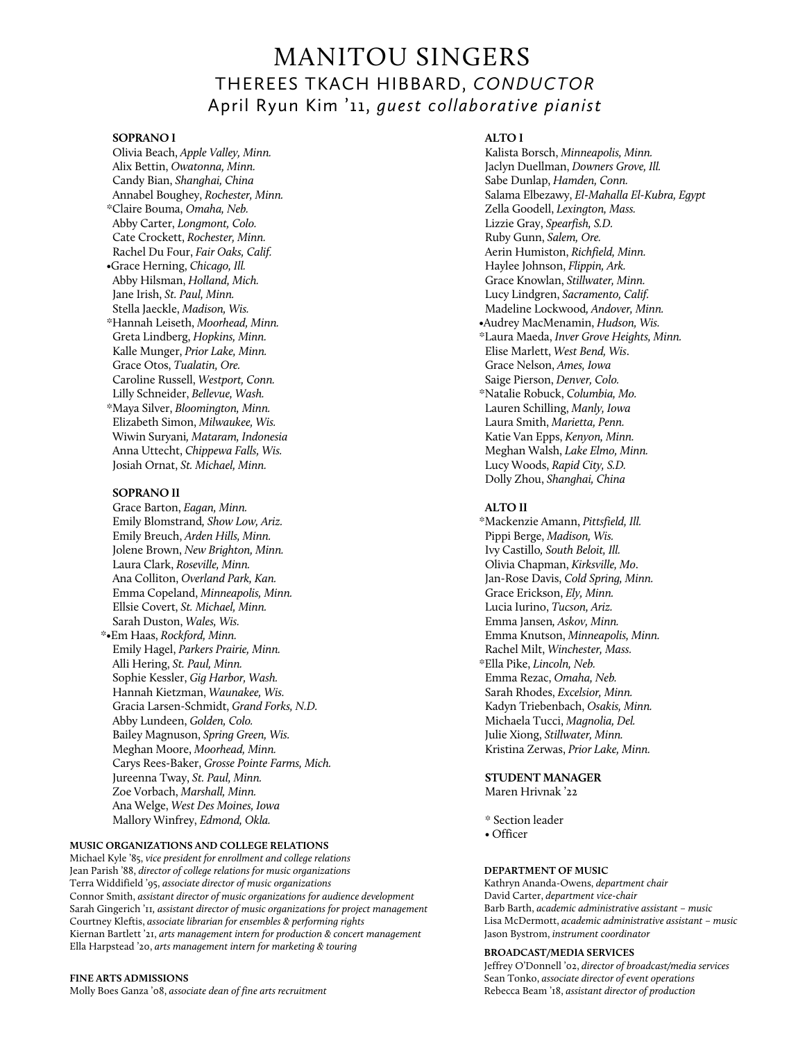# MANITOU SINGERS

## THEREES TKACH HIBBARD, *CONDUCTOR*

April Ryun Kim '11, *guest collaborative pianist*

**SOPRANO I**

Olivia Beach, *Apple Valley, Minn.*
Alix Bettin, *Owatonna, Minn.*
Candy Bian, *Shanghai, China*
Annabel Boughey, *Rochester, Minn.*
*Claire Bouma, *Omaha, Neb.*
Abby Carter, *Longmont, Colo.*
Cate Crockett, *Rochester, Minn.*
Rachel Du Four, *Fair Oaks, Calif.*
•Grace Herning, *Chicago, Ill.*
Abby Hilsman, *Holland, Mich.*
Jane Irish, *St. Paul, Minn.*
Stella Jaeckle, *Madison, Wis.*
*Hannah Leiseth, *Moorhead, Minn.*
Greta Lindberg, *Hopkins, Minn.*
Kalle Munger, *Prior Lake, Minn.*
Grace Otos, *Tualatin, Ore.*
Caroline Russell, *Westport, Conn.*
Lilly Schneider, *Bellevue, Wash.*
*Maya Silver, *Bloomington, Minn.*
Elizabeth Simon, *Milwaukee, Wis.*
Wiwin Suryani, *Mataram, Indonesia*
Anna Uttecht, *Chippewa Falls, Wis.*
Josiah Ornat, *St. Michael, Minn.*

**SOPRANO II**

Grace Barton, *Eagan, Minn.*
Emily Blomstrand, *Show Low, Ariz.*
Emily Breuch, *Arden Hills, Minn.*
Jolene Brown, *New Brighton, Minn.*
Laura Clark, *Roseville, Minn.*
Ana Colliton, *Overland Park, Kan.*
Emma Copeland, *Minneapolis, Minn.*
Ellsie Covert, *St. Michael, Minn.*
Sarah Duston, *Wales, Wis.*
*•Em Haas, *Rockford, Minn.*
Emily Hagel, *Parkers Prairie, Minn.*
Alli Hering, *St. Paul, Minn.*
Sophie Kessler, *Gig Harbor, Wash.*
Hannah Kietzman, *Waunakee, Wis.*
Gracia Larsen-Schmidt, *Grand Forks, N.D.*
Abby Lundeen, *Golden, Colo.*
Bailey Magnuson, *Spring Green, Wis.*
Meghan Moore, *Moorhead, Minn.*
Carys Rees-Baker, *Grosse Pointe Farms, Mich.*
Jureenna Tway, *St. Paul, Minn.*
Zoe Vorbach, *Marshall, Minn.*
Ana Welge, *West Des Moines, Iowa*
Mallory Winfrey, *Edmond, Okla.*

**ALTO I**

Kalista Borsch, *Minneapolis, Minn.*
Jaclyn Duellman, *Downers Grove, Ill.*
Sabe Dunlap, *Hamden, Conn.*
Salama Elbezawy, *El-Mahalla El-Kubra, Egypt*
Zella Goodell, *Lexington, Mass.*
Lizzie Gray, *Spearfish, S.D.*
Ruby Gunn, *Salem, Ore.*
Aerin Humiston, *Richfield, Minn.*
Haylee Johnson, *Flippin, Ark.*
Grace Knowlan, *Stillwater, Minn.*
Lucy Lindgren, *Sacramento, Calif.*
Madeline Lockwood, *Andover, Minn.*
•Audrey MacMenamin, *Hudson, Wis.*
*Laura Maeda, *Inver Grove Heights, Minn.*
Elise Marlett, *West Bend, Wis.*
Grace Nelson, *Ames, Iowa*
Saige Pierson, *Denver, Colo.*
*Natalie Robuck, *Columbia, Mo.*
Lauren Schilling, *Manly, Iowa*
Laura Smith, *Marietta, Penn.*
Katie Van Epps, *Kenyon, Minn.*
Meghan Walsh, *Lake Elmo, Minn.*
Lucy Woods, *Rapid City, S.D.*
Dolly Zhou, *Shanghai, China*

**ALTO II**

*Mackenzie Amann, *Pittsfield, Ill.*
Pippi Berge, *Madison, Wis.*
Ivy Castillo, *South Beloit, Ill.*
Olivia Chapman, *Kirksville, Mo.*
Jan-Rose Davis, *Cold Spring, Minn.*
Grace Erickson, *Ely, Minn.*
Lucia Iurino, *Tucson, Ariz.*
Emma Jansen, *Askov, Minn.*
Emma Knutson, *Minneapolis, Minn.*
Rachel Milt, *Winchester, Mass.*
*Ella Pike, *Lincoln, Neb.*
Emma Rezac, *Omaha, Neb.*
Sarah Rhodes, *Excelsior, Minn.*
Kadyn Triebenbach, *Osakis, Minn.*
Michaela Tucci, *Magnolia, Del.*
Julie Xiong, *Stillwater, Minn.*
Kristina Zerwas, *Prior Lake, Minn.*

**STUDENT MANAGER**

Maren Hrivnak '22

* Section leader
• Officer

**MUSIC ORGANIZATIONS AND COLLEGE RELATIONS**

Michael Kyle '85, *vice president for enrollment and college relations*
Jean Parish '88, *director of college relations for music organizations*
Terra Widdifield '95, *associate director of music organizations*
Connor Smith, *assistant director of music organizations for audience development*
Sarah Gingerich '11, *assistant director of music organizations for project management*
Courtney Kleftis, *associate librarian for ensembles & performing rights*
Kiernan Bartlett '21, *arts management intern for production & concert management*
Ella Harpstead '20, *arts management intern for marketing & touring*

**FINE ARTS ADMISSIONS**

Molly Boes Ganza '08, *associate dean of fine arts recruitment*

**DEPARTMENT OF MUSIC**

Kathryn Ananda-Owens, *department chair*
David Carter, *department vice-chair*
Barb Barth, *academic administrative assistant – music*
Lisa McDermott, *academic administrative assistant – music*
Jason Bystrom, *instrument coordinator*

**BROADCAST/MEDIA SERVICES**

Jeffrey O'Donnell '02, *director of broadcast/media services*
Sean Tonko, *associate director of event operations*
Rebecca Beam '18, *assistant director of production*